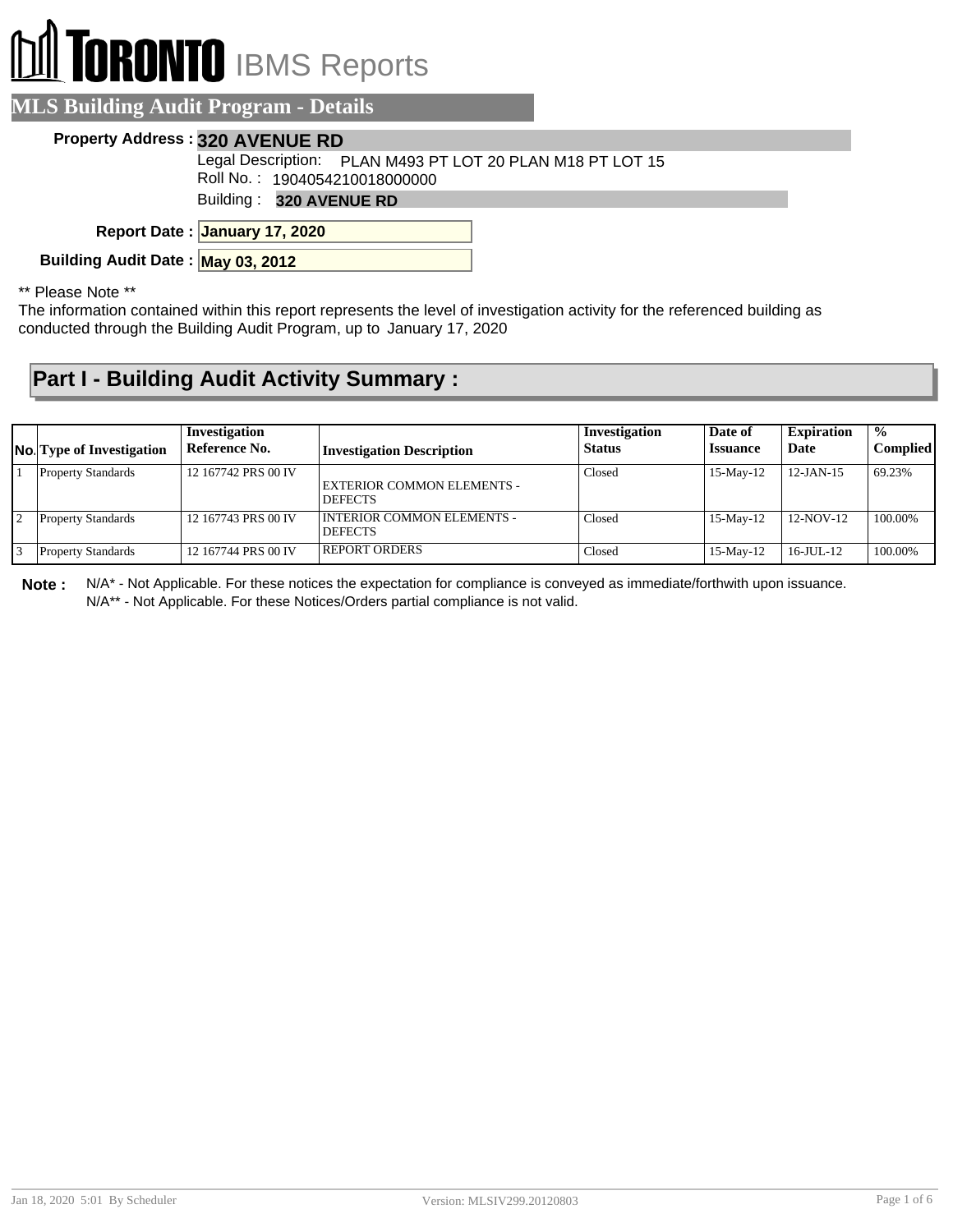# TORONTO IBMS Reports

## MLS Building Audit Program - Details

**Property Address :** **320 AVENUE RD**

Legal Description: PLAN M493 PT LOT 20 PLAN M18 PT LOT 15

Roll No. : 1904054210018000000

Building : **320 AVENUE RD**

**Report Date :** **January 17, 2020**

**Building Audit Date :** **May 03, 2012**

** Please Note **

The information contained within this report represents the level of investigation activity for the referenced building as conducted through the Building Audit Program, up to January 17, 2020

## Part I - Building Audit Activity Summary :

| No. | Type of Investigation | Investigation Reference No. | Investigation Description | Investigation Status | Date of Issuance | Expiration Date | % Complied |
|---|---|---|---|---|---|---|---|
| 1 | Property Standards | 12 167742 PRS 00 IV | EXTERIOR COMMON ELEMENTS - DEFECTS | Closed | 15-May-12 | 12-JAN-15 | 69.23% |
| 2 | Property Standards | 12 167743 PRS 00 IV | INTERIOR COMMON ELEMENTS - DEFECTS | Closed | 15-May-12 | 12-NOV-12 | 100.00% |
| 3 | Property Standards | 12 167744 PRS 00 IV | REPORT ORDERS | Closed | 15-May-12 | 16-JUL-12 | 100.00% |

**Note :** N/A* - Not Applicable. For these notices the expectation for compliance is conveyed as immediate/forthwith upon issuance.
N/A** - Not Applicable. For these Notices/Orders partial compliance is not valid.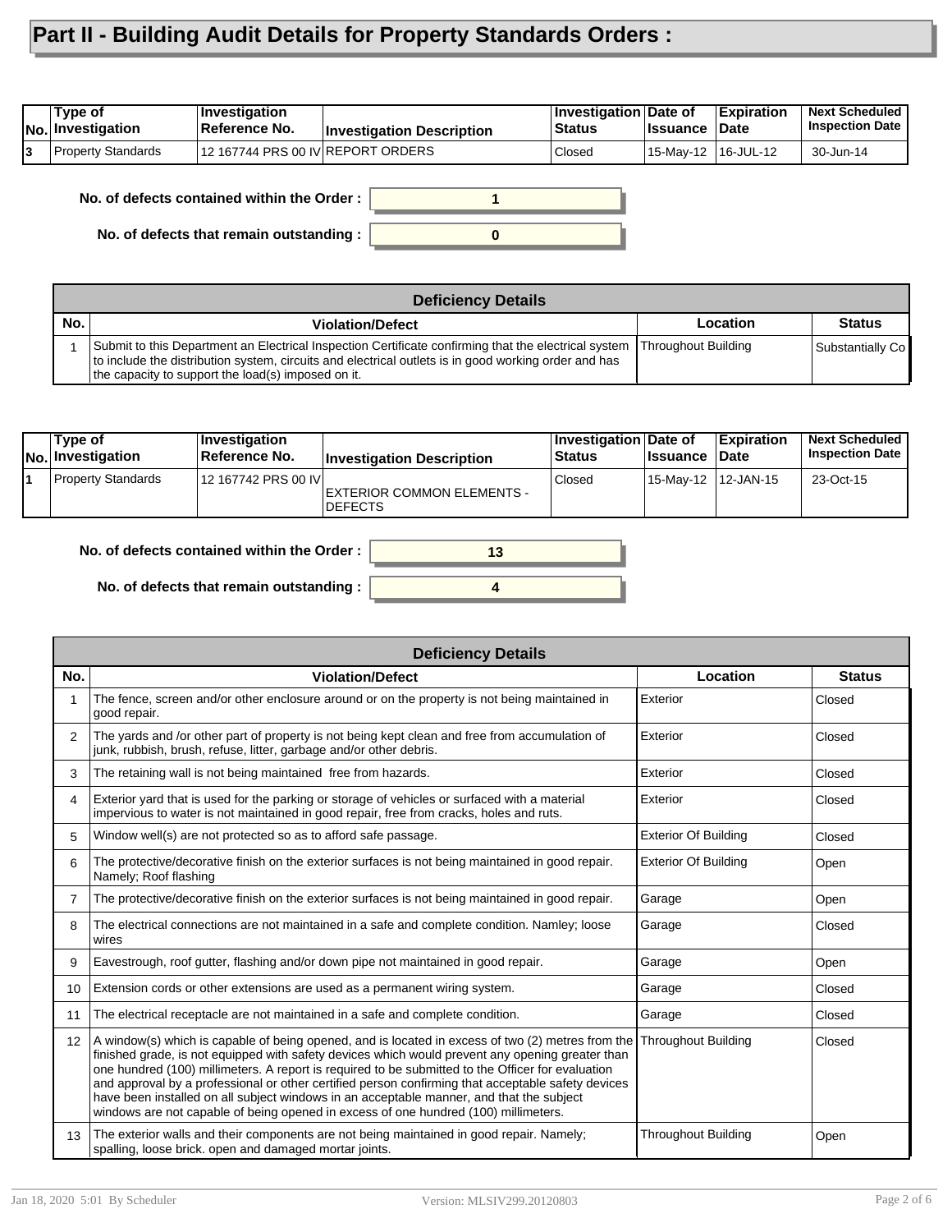# Part II - Building Audit Details for Property Standards Orders :

| No. | Type of Investigation | Investigation Reference No. | Investigation Description | Investigation Status | Date of Issuance | Expiration Date | Next Scheduled Inspection Date |
|---|---|---|---|---|---|---|---|
| 3 | Property Standards | 12 167744 PRS 00 IV | REPORT ORDERS | Closed | 15-May-12 | 16-JUL-12 | 30-Jun-14 |

**No. of defects contained within the Order :** 1

**No. of defects that remain outstanding :** 0

| Deficiency Details | | | |
|---|---|---|---|
| **No.** | **Violation/Defect** | **Location** | **Status** |
| 1 | Submit to this Department an Electrical Inspection Certificate confirming that the electrical system to include the distribution system, circuits and electrical outlets is in good working order and has the capacity to support the load(s) imposed on it. | Throughout Building | Substantially Co |

| No. | Type of Investigation | Investigation Reference No. | Investigation Description | Investigation Status | Date of Issuance | Expiration Date | Next Scheduled Inspection Date |
|---|---|---|---|---|---|---|---|
| 1 | Property Standards | 12 167742 PRS 00 IV | EXTERIOR COMMON ELEMENTS - DEFECTS | Closed | 15-May-12 | 12-JAN-15 | 23-Oct-15 |

**No. of defects contained within the Order :** 13

**No. of defects that remain outstanding :** 4

| Deficiency Details | | | |
|---|---|---|---|
| **No.** | **Violation/Defect** | **Location** | **Status** |
| 1 | The fence, screen and/or other enclosure around or on the property is not being maintained in good repair. | Exterior | Closed |
| 2 | The yards and /or other part of property is not being kept clean and free from accumulation of junk, rubbish, brush, refuse, litter, garbage and/or other debris. | Exterior | Closed |
| 3 | The retaining wall is not being maintained free from hazards. | Exterior | Closed |
| 4 | Exterior yard that is used for the parking or storage of vehicles or surfaced with a material impervious to water is not maintained in good repair, free from cracks, holes and ruts. | Exterior | Closed |
| 5 | Window well(s) are not protected so as to afford safe passage. | Exterior Of Building | Closed |
| 6 | The protective/decorative finish on the exterior surfaces is not being maintained in good repair. Namely; Roof flashing | Exterior Of Building | Open |
| 7 | The protective/decorative finish on the exterior surfaces is not being maintained in good repair. | Garage | Open |
| 8 | The electrical connections are not maintained in a safe and complete condition. Namley; loose wires | Garage | Closed |
| 9 | Eavestrough, roof gutter, flashing and/or down pipe not maintained in good repair. | Garage | Open |
| 10 | Extension cords or other extensions are used as a permanent wiring system. | Garage | Closed |
| 11 | The electrical receptacle are not maintained in a safe and complete condition. | Garage | Closed |
| 12 | A window(s) which is capable of being opened, and is located in excess of two (2) metres from the finished grade, is not equipped with safety devices which would prevent any opening greater than one hundred (100) millimeters. A report is required to be submitted to the Officer for evaluation and approval by a professional or other certified person confirming that acceptable safety devices have been installed on all subject windows in an acceptable manner, and that the subject windows are not capable of being opened in excess of one hundred (100) millimeters. | Throughout Building | Closed |
| 13 | The exterior walls and their components are not being maintained in good repair. Namely; spalling, loose brick. open and damaged mortar joints. | Throughout Building | Open |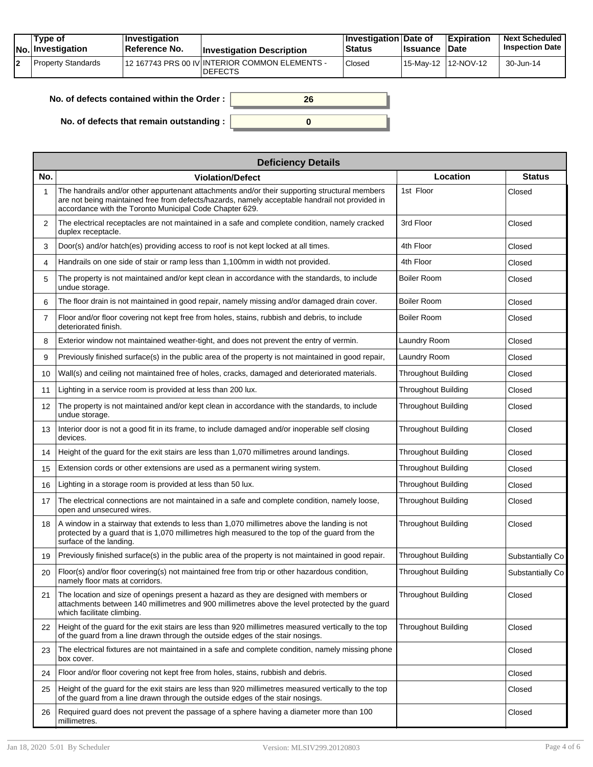| No. | Type of Investigation | Investigation Reference No. | Investigation Description | Investigation Status | Date of Issuance | Expiration Date | Next Scheduled Inspection Date |
|---|---|---|---|---|---|---|---|
| 2 | Property Standards | 12 167743 PRS 00 IV | INTERIOR COMMON ELEMENTS - DEFECTS | Closed | 15-May-12 | 12-NOV-12 | 30-Jun-14 |

**No. of defects contained within the Order :** 26

**No. of defects that remain outstanding :** 0

| Deficiency Details | | | |
|---|---|---|---|
| **No.** | **Violation/Defect** | **Location** | **Status** |
| 1 | The handrails and/or other appurtenant attachments and/or their supporting structural members are not being maintained free from defects/hazards, namely acceptable handrail not provided in accordance with the Toronto Municipal Code Chapter 629. | 1st Floor | Closed |
| 2 | The electrical receptacles are not maintained in a safe and complete condition, namely cracked duplex receptacle. | 3rd Floor | Closed |
| 3 | Door(s) and/or hatch(es) providing access to roof is not kept locked at all times. | 4th Floor | Closed |
| 4 | Handrails on one side of stair or ramp less than 1,100mm in width not provided. | 4th Floor | Closed |
| 5 | The property is not maintained and/or kept clean in accordance with the standards, to include undue storage. | Boiler Room | Closed |
| 6 | The floor drain is not maintained in good repair, namely missing and/or damaged drain cover. | Boiler Room | Closed |
| 7 | Floor and/or floor covering not kept free from holes, stains, rubbish and debris, to include deteriorated finish. | Boiler Room | Closed |
| 8 | Exterior window not maintained weather-tight, and does not prevent the entry of vermin. | Laundry Room | Closed |
| 9 | Previously finished surface(s) in the public area of the property is not maintained in good repair, | Laundry Room | Closed |
| 10 | Wall(s) and ceiling not maintained free of holes, cracks, damaged and deteriorated materials. | Throughout Building | Closed |
| 11 | Lighting in a service room is provided at less than 200 lux. | Throughout Building | Closed |
| 12 | The property is not maintained and/or kept clean in accordance with the standards, to include undue storage. | Throughout Building | Closed |
| 13 | Interior door is not a good fit in its frame, to include damaged and/or inoperable self closing devices. | Throughout Building | Closed |
| 14 | Height of the guard for the exit stairs are less than 1,070 millimetres around landings. | Throughout Building | Closed |
| 15 | Extension cords or other extensions are used as a permanent wiring system. | Throughout Building | Closed |
| 16 | Lighting in a storage room is provided at less than 50 lux. | Throughout Building | Closed |
| 17 | The electrical connections are not maintained in a safe and complete condition, namely loose, open and unsecured wires. | Throughout Building | Closed |
| 18 | A window in a stairway that extends to less than 1,070 millimetres above the landing is not protected by a guard that is 1,070 millimetres high measured to the top of the guard from the surface of the landing. | Throughout Building | Closed |
| 19 | Previously finished surface(s) in the public area of the property is not maintained in good repair. | Throughout Building | Substantially Co |
| 20 | Floor(s) and/or floor covering(s) not maintained free from trip or other hazardous condition, namely floor mats at corridors. | Throughout Building | Substantially Co |
| 21 | The location and size of openings present a hazard as they are designed with members or attachments between 140 millimetres and 900 millimetres above the level protected by the guard which facilitate climbing. | Throughout Building | Closed |
| 22 | Height of the guard for the exit stairs are less than 920 millimetres measured vertically to the top of the guard from a line drawn through the outside edges of the stair nosings. | Throughout Building | Closed |
| 23 | The electrical fixtures are not maintained in a safe and complete condition, namely missing phone box cover. | | Closed |
| 24 | Floor and/or floor covering not kept free from holes, stains, rubbish and debris. | | Closed |
| 25 | Height of the guard for the exit stairs are less than 920 millimetres measured vertically to the top of the guard from a line drawn through the outside edges of the stair nosings. | | Closed |
| 26 | Required guard does not prevent the passage of a sphere having a diameter more than 100 millimetres. | | Closed |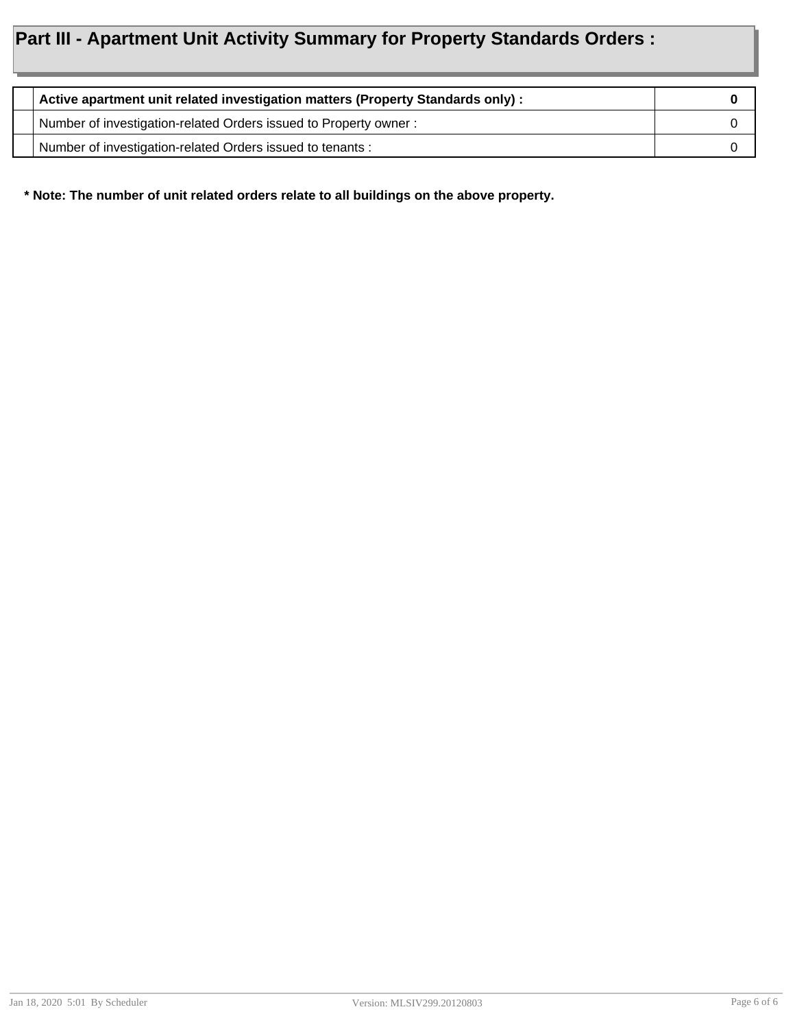# Part III - Apartment Unit Activity Summary for Property Standards Orders :

| | | |
|---|---|---|
| | **Active apartment unit related investigation matters (Property Standards only) :** | **0** |
| | Number of investigation-related Orders issued to Property owner : | 0 |
| | Number of investigation-related Orders issued to tenants : | 0 |

**\* Note: The number of unit related orders relate to all buildings on the above property.**